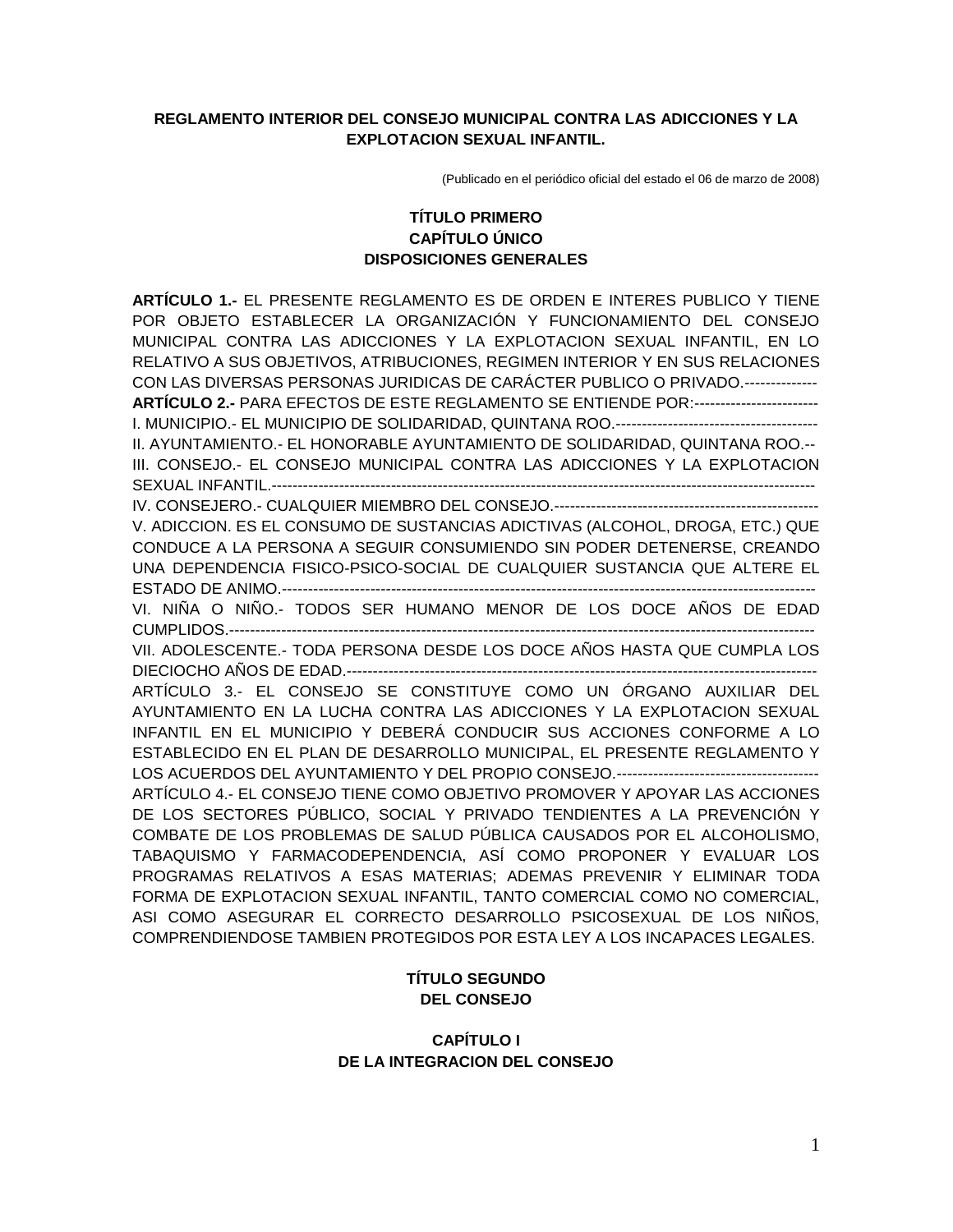**REGLAMENTO INTERIOR DEL CONSEJO MUNICIPAL CONTRA LAS ADICCIONES Y LA EXPLOTACION SEXUAL INFANTIL.**

(Publicado en el periódico oficial del estado el 06 de marzo de 2008)

## TÍTULO PRIMERO
## CAPÍTULO ÚNICO
## DISPOSICIONES GENERALES

**ARTÍCULO 1.-** EL PRESENTE REGLAMENTO ES DE ORDEN E INTERES PUBLICO Y TIENE POR OBJETO ESTABLECER LA ORGANIZACIÓN Y FUNCIONAMIENTO DEL CONSEJO MUNICIPAL CONTRA LAS ADICCIONES Y LA EXPLOTACION SEXUAL INFANTIL, EN LO RELATIVO A SUS OBJETIVOS, ATRIBUCIONES, REGIMEN INTERIOR Y EN SUS RELACIONES CON LAS DIVERSAS PERSONAS JURIDICAS DE CARÁCTER PUBLICO O PRIVADO.--------------

**ARTÍCULO 2.-** PARA EFECTOS DE ESTE REGLAMENTO SE ENTIENDE POR:------------------------

I. MUNICIPIO.- EL MUNICIPIO DE SOLIDARIDAD, QUINTANA ROO.---------------------------------------

II. AYUNTAMIENTO.- EL HONORABLE AYUNTAMIENTO DE SOLIDARIDAD, QUINTANA ROO.--

III. CONSEJO.- EL CONSEJO MUNICIPAL CONTRA LAS ADICCIONES Y LA EXPLOTACION SEXUAL INFANTIL.-----------------------------------------------------------------------------------------------------------

IV. CONSEJERO.- CUALQUIER MIEMBRO DEL CONSEJO.---------------------------------------------------

V. ADICCION. ES EL CONSUMO DE SUSTANCIAS ADICTIVAS (ALCOHOL, DROGA, ETC.) QUE CONDUCE A LA PERSONA A SEGUIR CONSUMIENDO SIN PODER DETENERSE, CREANDO UNA DEPENDENCIA FISICO-PSICO-SOCIAL DE CUALQUIER SUSTANCIA QUE ALTERE EL ESTADO DE ANIMO.----------------------------------------------------------------------------------------------------------

VI. NIÑA O NIÑO.- TODOS SER HUMANO MENOR DE LOS DOCE AÑOS DE EDAD CUMPLIDOS.---------------------------------------------------------------------------------------------------------------

VII. ADOLESCENTE.- TODA PERSONA DESDE LOS DOCE AÑOS HASTA QUE CUMPLA LOS DIECIOCHO AÑOS DE EDAD.------------------------------------------------------------------------------------------

ARTÍCULO 3.- EL CONSEJO SE CONSTITUYE COMO UN ÓRGANO AUXILIAR DEL AYUNTAMIENTO EN LA LUCHA CONTRA LAS ADICCIONES Y LA EXPLOTACION SEXUAL INFANTIL EN EL MUNICIPIO Y DEBERÁ CONDUCIR SUS ACCIONES CONFORME A LO ESTABLECIDO EN EL PLAN DE DESARROLLO MUNICIPAL, EL PRESENTE REGLAMENTO Y LOS ACUERDOS DEL AYUNTAMIENTO Y DEL PROPIO CONSEJO.---------------------------------------

ARTÍCULO 4.- EL CONSEJO TIENE COMO OBJETIVO PROMOVER Y APOYAR LAS ACCIONES DE LOS SECTORES PÚBLICO, SOCIAL Y PRIVADO TENDIENTES A LA PREVENCIÓN Y COMBATE DE LOS PROBLEMAS DE SALUD PÚBLICA CAUSADOS POR EL ALCOHOLISMO, TABAQUISMO Y FARMACODEPENDENCIA, ASÍ COMO PROPONER Y EVALUAR LOS PROGRAMAS RELATIVOS A ESAS MATERIAS; ADEMAS PREVENIR Y ELIMINAR TODA FORMA DE EXPLOTACION SEXUAL INFANTIL, TANTO COMERCIAL COMO NO COMERCIAL, ASI COMO ASEGURAR EL CORRECTO DESARROLLO PSICOSEXUAL DE LOS NIÑOS, COMPRENDIENDOSE TAMBIEN PROTEGIDOS POR ESTA LEY A LOS INCAPACES LEGALES.

## TÍTULO SEGUNDO
## DEL CONSEJO

### CAPÍTULO I
### DE LA INTEGRACION DEL CONSEJO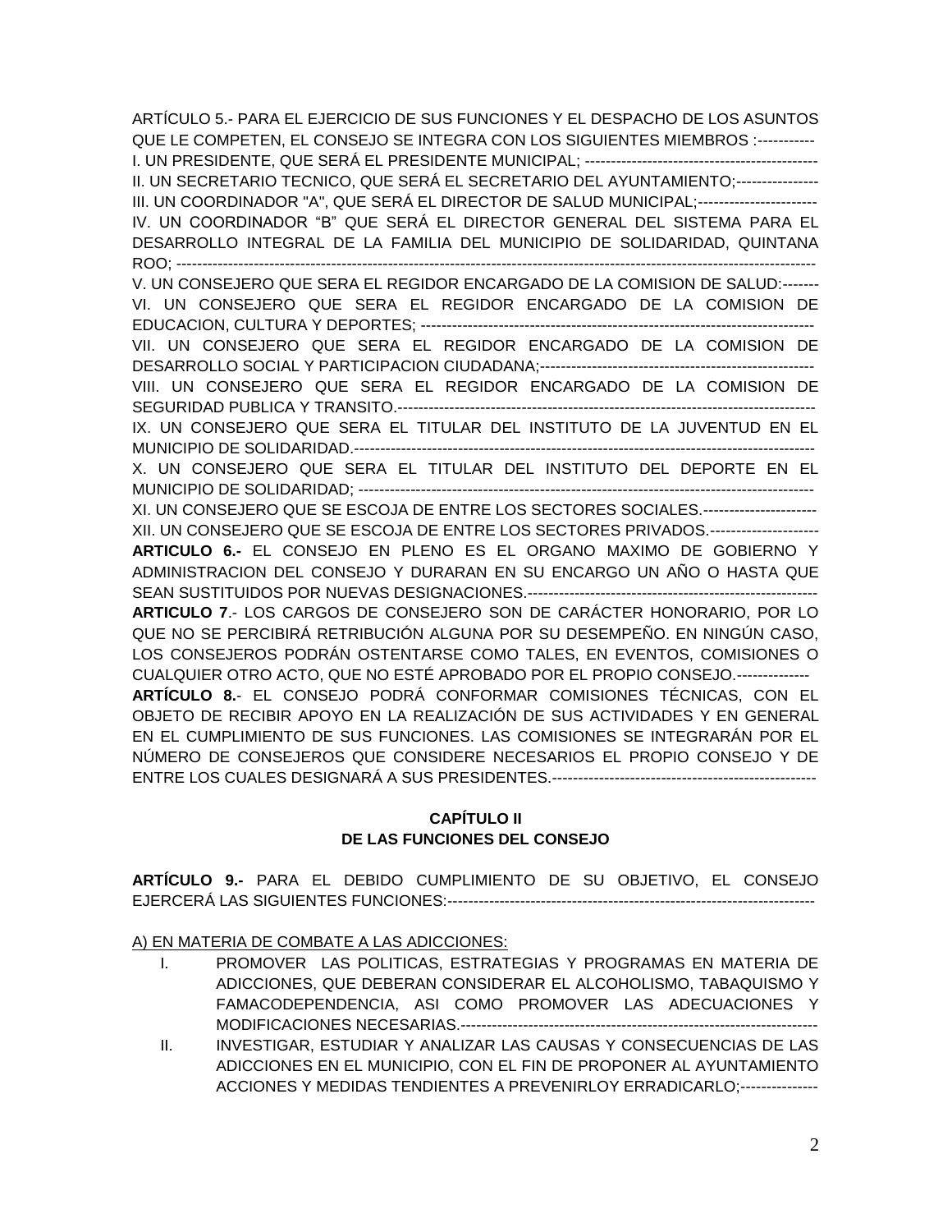ARTÍCULO 5.- PARA EL EJERCICIO DE SUS FUNCIONES Y EL DESPACHO DE LOS ASUNTOS QUE LE COMPETEN, EL CONSEJO SE INTEGRA CON LOS SIGUIENTES MIEMBROS :-----------

I. UN PRESIDENTE, QUE SERÁ EL PRESIDENTE MUNICIPAL; ---------------------------------------------

II. UN SECRETARIO TECNICO, QUE SERÁ EL SECRETARIO DEL AYUNTAMIENTO;----------------

III. UN COORDINADOR "A", QUE SERÁ EL DIRECTOR DE SALUD MUNICIPAL;-----------------------

IV. UN COORDINADOR "B" QUE SERÁ EL DIRECTOR GENERAL DEL SISTEMA PARA EL DESARROLLO INTEGRAL DE LA FAMILIA DEL MUNICIPIO DE SOLIDARIDAD, QUINTANA ROO; --------------------------------------------------------------------------------------------------------------------------

V. UN CONSEJERO QUE SERA EL REGIDOR ENCARGADO DE LA COMISION DE SALUD:-------

VI. UN CONSEJERO QUE SERA EL REGIDOR ENCARGADO DE LA COMISION DE EDUCACION, CULTURA Y DEPORTES; ---------------------------------------------------------------------------

VII. UN CONSEJERO QUE SERA EL REGIDOR ENCARGADO DE LA COMISION DE DESARROLLO SOCIAL Y PARTICIPACION CIUDADANA;-----------------------------------------------------

VIII. UN CONSEJERO QUE SERA EL REGIDOR ENCARGADO DE LA COMISION DE SEGURIDAD PUBLICA Y TRANSITO.------------------------------------------------------------------------------

IX. UN CONSEJERO QUE SERA EL TITULAR DEL INSTITUTO DE LA JUVENTUD EN EL MUNICIPIO DE SOLIDARIDAD.----------------------------------------------------------------------------------------

X. UN CONSEJERO QUE SERA EL TITULAR DEL INSTITUTO DEL DEPORTE EN EL MUNICIPIO DE SOLIDARIDAD; ----------------------------------------------------------------------------------------

XI. UN CONSEJERO QUE SE ESCOJA DE ENTRE LOS SECTORES SOCIALES.----------------------

XII. UN CONSEJERO QUE SE ESCOJA DE ENTRE LOS SECTORES PRIVADOS.---------------------

**ARTICULO 6.-** EL CONSEJO EN PLENO ES EL ORGANO MAXIMO DE GOBIERNO Y ADMINISTRACION DEL CONSEJO Y DURARAN EN SU ENCARGO UN AÑO O HASTA QUE SEAN SUSTITUIDOS POR NUEVAS DESIGNACIONES.--------------------------------------------------------

**ARTICULO 7**.- LOS CARGOS DE CONSEJERO SON DE CARÁCTER HONORARIO, POR LO QUE NO SE PERCIBIRÁ RETRIBUCIÓN ALGUNA POR SU DESEMPEÑO. EN NINGÚN CASO, LOS CONSEJEROS PODRÁN OSTENTARSE COMO TALES, EN EVENTOS, COMISIONES O CUALQUIER OTRO ACTO, QUE NO ESTÉ APROBADO POR EL PROPIO CONSEJO.--------------

**ARTÍCULO 8.**- EL CONSEJO PODRÁ CONFORMAR COMISIONES TÉCNICAS, CON EL OBJETO DE RECIBIR APOYO EN LA REALIZACIÓN DE SUS ACTIVIDADES Y EN GENERAL EN EL CUMPLIMIENTO DE SUS FUNCIONES. LAS COMISIONES SE INTEGRARÁN POR EL NÚMERO DE CONSEJEROS QUE CONSIDERE NECESARIOS EL PROPIO CONSEJO Y DE ENTRE LOS CUALES DESIGNARÁ A SUS PRESIDENTES.---------------------------------------------------

## CAPÍTULO II
## DE LAS FUNCIONES DEL CONSEJO

**ARTÍCULO 9.-** PARA EL DEBIDO CUMPLIMIENTO DE SU OBJETIVO, EL CONSEJO EJERCERÁ LAS SIGUIENTES FUNCIONES:-----------------------------------------------------------------------

A) EN MATERIA DE COMBATE A LAS ADICCIONES:

I. PROMOVER LAS POLITICAS, ESTRATEGIAS Y PROGRAMAS EN MATERIA DE ADICCIONES, QUE DEBERAN CONSIDERAR EL ALCOHOLISMO, TABAQUISMO Y FAMACODEPENDENCIA, ASI COMO PROMOVER LAS ADECUACIONES Y MODIFICACIONES NECESARIAS.---------------------------------------------------------------------

II. INVESTIGAR, ESTUDIAR Y ANALIZAR LAS CAUSAS Y CONSECUENCIAS DE LAS ADICCIONES EN EL MUNICIPIO, CON EL FIN DE PROPONER AL AYUNTAMIENTO ACCIONES Y MEDIDAS TENDIENTES A PREVENIRLOY ERRADICARLO;--------------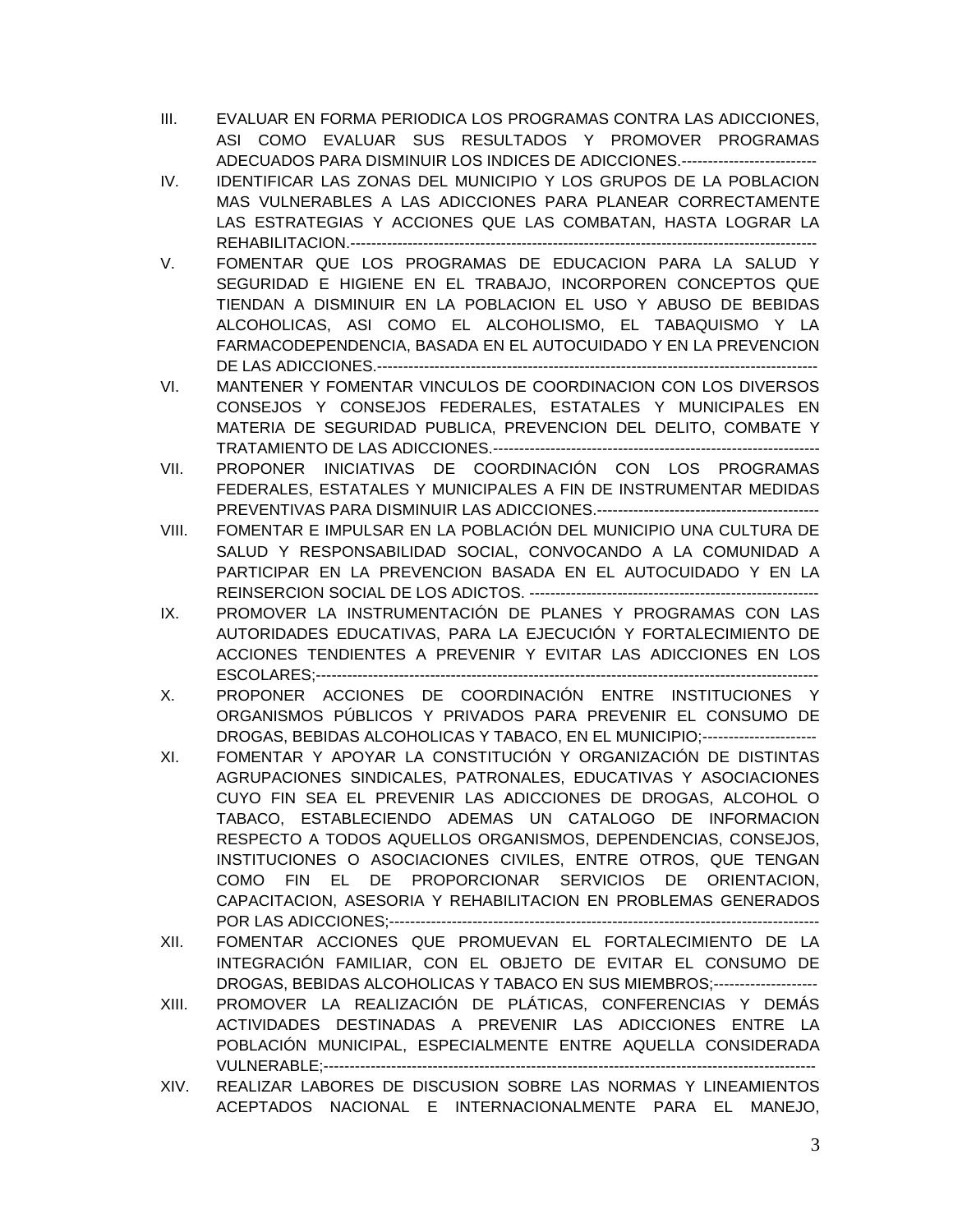III. EVALUAR EN FORMA PERIODICA LOS PROGRAMAS CONTRA LAS ADICCIONES, ASI COMO EVALUAR SUS RESULTADOS Y PROMOVER PROGRAMAS ADECUADOS PARA DISMINUIR LOS INDICES DE ADICCIONES.--------------------------

IV. IDENTIFICAR LAS ZONAS DEL MUNICIPIO Y LOS GRUPOS DE LA POBLACION MAS VULNERABLES A LAS ADICCIONES PARA PLANEAR CORRECTAMENTE LAS ESTRATEGIAS Y ACCIONES QUE LAS COMBATAN, HASTA LOGRAR LA REHABILITACION.-------------------------------------------------------------------------------------------

V. FOMENTAR QUE LOS PROGRAMAS DE EDUCACION PARA LA SALUD Y SEGURIDAD E HIGIENE EN EL TRABAJO, INCORPOREN CONCEPTOS QUE TIENDAN A DISMINUIR EN LA POBLACION EL USO Y ABUSO DE BEBIDAS ALCOHOLICAS, ASI COMO EL ALCOHOLISMO, EL TABAQUISMO Y LA FARMACODEPENDENCIA, BASADA EN EL AUTOCUIDADO Y EN LA PREVENCION DE LAS ADICCIONES.-------------------------------------------------------------------------------------

VI. MANTENER Y FOMENTAR VINCULOS DE COORDINACION CON LOS DIVERSOS CONSEJOS Y CONSEJOS FEDERALES, ESTATALES Y MUNICIPALES EN MATERIA DE SEGURIDAD PUBLICA, PREVENCION DEL DELITO, COMBATE Y TRATAMIENTO DE LAS ADICCIONES.---------------------------------------------------------------

VII. PROPONER INICIATIVAS DE COORDINACIÓN CON LOS PROGRAMAS FEDERALES, ESTATALES Y MUNICIPALES A FIN DE INSTRUMENTAR MEDIDAS PREVENTIVAS PARA DISMINUIR LAS ADICCIONES.-------------------------------------------

VIII. FOMENTAR E IMPULSAR EN LA POBLACIÓN DEL MUNICIPIO UNA CULTURA DE SALUD Y RESPONSABILIDAD SOCIAL, CONVOCANDO A LA COMUNIDAD A PARTICIPAR EN LA PREVENCION BASADA EN EL AUTOCUIDADO Y EN LA REINSERCION SOCIAL DE LOS ADICTOS. --------------------------------------------------------

IX. PROMOVER LA INSTRUMENTACIÓN DE PLANES Y PROGRAMAS CON LAS AUTORIDADES EDUCATIVAS, PARA LA EJECUCIÓN Y FORTALECIMIENTO DE ACCIONES TENDIENTES A PREVENIR Y EVITAR LAS ADICCIONES EN LOS ESCOLARES;-------------------------------------------------------------------------------------------------

X. PROPONER ACCIONES DE COORDINACIÓN ENTRE INSTITUCIONES Y ORGANISMOS PÚBLICOS Y PRIVADOS PARA PREVENIR EL CONSUMO DE DROGAS, BEBIDAS ALCOHOLICAS Y TABACO, EN EL MUNICIPIO;----------------------

XI. FOMENTAR Y APOYAR LA CONSTITUCIÓN Y ORGANIZACIÓN DE DISTINTAS AGRUPACIONES SINDICALES, PATRONALES, EDUCATIVAS Y ASOCIACIONES CUYO FIN SEA EL PREVENIR LAS ADICCIONES DE DROGAS, ALCOHOL O TABACO, ESTABLECIENDO ADEMAS UN CATALOGO DE INFORMACION RESPECTO A TODOS AQUELLOS ORGANISMOS, DEPENDENCIAS, CONSEJOS, INSTITUCIONES O ASOCIACIONES CIVILES, ENTRE OTROS, QUE TENGAN COMO FIN EL DE PROPORCIONAR SERVICIOS DE ORIENTACION, CAPACITACION, ASESORIA Y REHABILITACION EN PROBLEMAS GENERADOS POR LAS ADICCIONES;-----------------------------------------------------------------------------------

XII. FOMENTAR ACCIONES QUE PROMUEVAN EL FORTALECIMIENTO DE LA INTEGRACIÓN FAMILIAR, CON EL OBJETO DE EVITAR EL CONSUMO DE DROGAS, BEBIDAS ALCOHOLICAS Y TABACO EN SUS MIEMBROS;--------------------

XIII. PROMOVER LA REALIZACIÓN DE PLÁTICAS, CONFERENCIAS Y DEMÁS ACTIVIDADES DESTINADAS A PREVENIR LAS ADICCIONES ENTRE LA POBLACIÓN MUNICIPAL, ESPECIALMENTE ENTRE AQUELLA CONSIDERADA VULNERABLE;-----------------------------------------------------------------------------------------------

XIV. REALIZAR LABORES DE DISCUSION SOBRE LAS NORMAS Y LINEAMIENTOS ACEPTADOS NACIONAL E INTERNACIONALMENTE PARA EL MANEJO,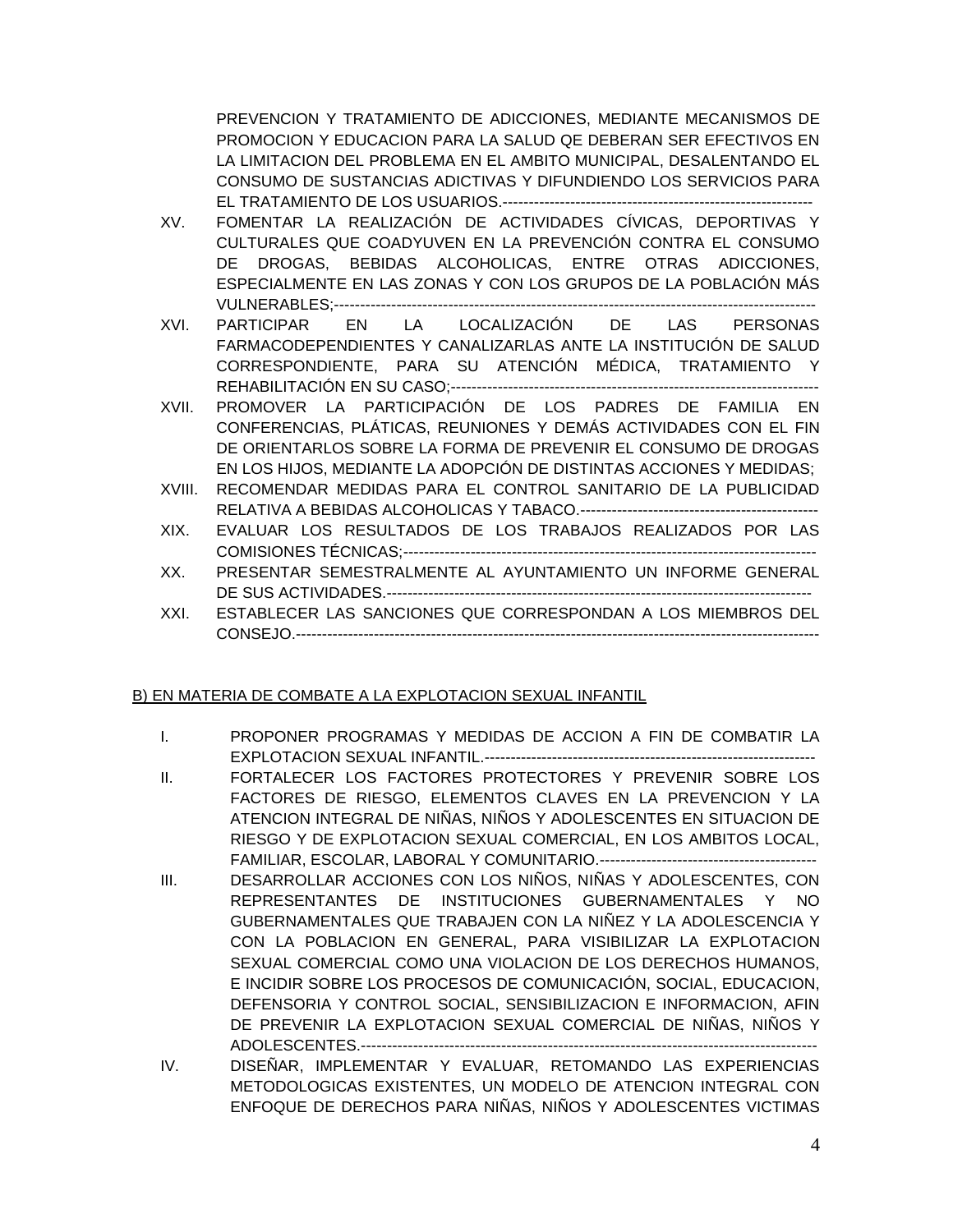PREVENCION Y TRATAMIENTO DE ADICCIONES, MEDIANTE MECANISMOS DE PROMOCION Y EDUCACION PARA LA SALUD QE DEBERAN SER EFECTIVOS EN LA LIMITACION DEL PROBLEMA EN EL AMBITO MUNICIPAL, DESALENTANDO EL CONSUMO DE SUSTANCIAS ADICTIVAS Y DIFUNDIENDO LOS SERVICIOS PARA EL TRATAMIENTO DE LOS USUARIOS.-----------------------------------------------------------

XV. FOMENTAR LA REALIZACIÓN DE ACTIVIDADES CÍVICAS, DEPORTIVAS Y CULTURALES QUE COADYUVEN EN LA PREVENCIÓN CONTRA EL CONSUMO DE DROGAS, BEBIDAS ALCOHOLICAS, ENTRE OTRAS ADICCIONES, ESPECIALMENTE EN LAS ZONAS Y CON LOS GRUPOS DE LA POBLACIÓN MÁS VULNERABLES;-----------------------------------------------------------------------------------------------

XVI. PARTICIPAR EN LA LOCALIZACIÓN DE LAS PERSONAS FARMACODEPENDIENTES Y CANALIZARLAS ANTE LA INSTITUCIÓN DE SALUD CORRESPONDIENTE, PARA SU ATENCIÓN MÉDICA, TRATAMIENTO Y REHABILITACIÓN EN SU CASO;--------------------------------------------------------------------

XVII. PROMOVER LA PARTICIPACIÓN DE LOS PADRES DE FAMILIA EN CONFERENCIAS, PLÁTICAS, REUNIONES Y DEMÁS ACTIVIDADES CON EL FIN DE ORIENTARLOS SOBRE LA FORMA DE PREVENIR EL CONSUMO DE DROGAS EN LOS HIJOS, MEDIANTE LA ADOPCIÓN DE DISTINTAS ACCIONES Y MEDIDAS;

XVIII. RECOMENDAR MEDIDAS PARA EL CONTROL SANITARIO DE LA PUBLICIDAD RELATIVA A BEBIDAS ALCOHOLICAS Y TABACO.----------------------------------------------

XIX. EVALUAR LOS RESULTADOS DE LOS TRABAJOS REALIZADOS POR LAS COMISIONES TÉCNICAS;--------------------------------------------------------------------------------

XX. PRESENTAR SEMESTRALMENTE AL AYUNTAMIENTO UN INFORME GENERAL DE SUS ACTIVIDADES.--------------------------------------------------------------------------------

XXI. ESTABLECER LAS SANCIONES QUE CORRESPONDAN A LOS MIEMBROS DEL CONSEJO.---------------------------------------------------------------------------------------------------

B) EN MATERIA DE COMBATE A LA EXPLOTACION SEXUAL INFANTIL

I. PROPONER PROGRAMAS Y MEDIDAS DE ACCION A FIN DE COMBATIR LA EXPLOTACION SEXUAL INFANTIL.----------------------------------------------------------------

II. FORTALECER LOS FACTORES PROTECTORES Y PREVENIR SOBRE LOS FACTORES DE RIESGO, ELEMENTOS CLAVES EN LA PREVENCION Y LA ATENCION INTEGRAL DE NIÑAS, NIÑOS Y ADOLESCENTES EN SITUACION DE RIESGO Y DE EXPLOTACION SEXUAL COMERCIAL, EN LOS AMBITOS LOCAL, FAMILIAR, ESCOLAR, LABORAL Y COMUNITARIO.------------------------------------------

III. DESARROLLAR ACCIONES CON LOS NIÑOS, NIÑAS Y ADOLESCENTES, CON REPRESENTANTES DE INSTITUCIONES GUBERNAMENTALES Y NO GUBERNAMENTALES QUE TRABAJEN CON LA NIÑEZ Y LA ADOLESCENCIA Y CON LA POBLACION EN GENERAL, PARA VISIBILIZAR LA EXPLOTACION SEXUAL COMERCIAL COMO UNA VIOLACION DE LOS DERECHOS HUMANOS, E INCIDIR SOBRE LOS PROCESOS DE COMUNICACIÓN, SOCIAL, EDUCACION, DEFENSORIA Y CONTROL SOCIAL, SENSIBILIZACION E INFORMACION, AFIN DE PREVENIR LA EXPLOTACION SEXUAL COMERCIAL DE NIÑAS, NIÑOS Y ADOLESCENTES.-----------------------------------------------------------------------------------------

IV. DISEÑAR, IMPLEMENTAR Y EVALUAR, RETOMANDO LAS EXPERIENCIAS METODOLOGICAS EXISTENTES, UN MODELO DE ATENCION INTEGRAL CON ENFOQUE DE DERECHOS PARA NIÑAS, NIÑOS Y ADOLESCENTES VICTIMAS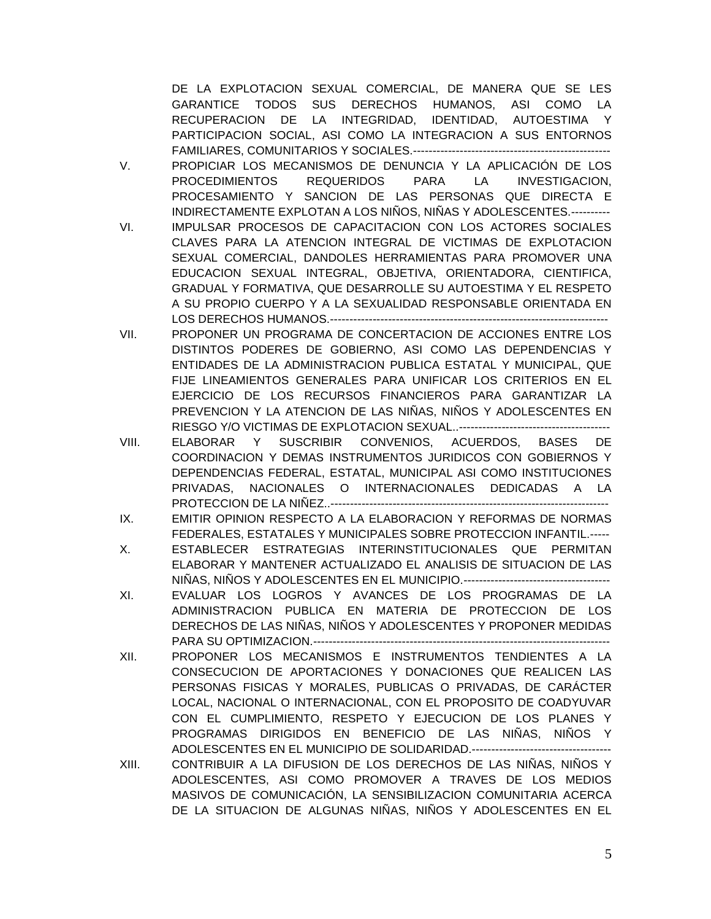DE LA EXPLOTACION SEXUAL COMERCIAL, DE MANERA QUE SE LES GARANTICE TODOS SUS DERECHOS HUMANOS, ASI COMO LA RECUPERACION DE LA INTEGRIDAD, IDENTIDAD, AUTOESTIMA Y PARTICIPACION SOCIAL, ASI COMO LA INTEGRACION A SUS ENTORNOS FAMILIARES, COMUNITARIOS Y SOCIALES.---------------------------------------------------

V. PROPICIAR LOS MECANISMOS DE DENUNCIA Y LA APLICACIÓN DE LOS PROCEDIMIENTOS REQUERIDOS PARA LA INVESTIGACION, PROCESAMIENTO Y SANCION DE LAS PERSONAS QUE DIRECTA E INDIRECTAMENTE EXPLOTAN A LOS NIÑOS, NIÑAS Y ADOLESCENTES.----------

VI. IMPULSAR PROCESOS DE CAPACITACION CON LOS ACTORES SOCIALES CLAVES PARA LA ATENCION INTEGRAL DE VICTIMAS DE EXPLOTACION SEXUAL COMERCIAL, DANDOLES HERRAMIENTAS PARA PROMOVER UNA EDUCACION SEXUAL INTEGRAL, OBJETIVA, ORIENTADORA, CIENTIFICA, GRADUAL Y FORMATIVA, QUE DESARROLLE SU AUTOESTIMA Y EL RESPETO A SU PROPIO CUERPO Y A LA SEXUALIDAD RESPONSABLE ORIENTADA EN LOS DERECHOS HUMANOS.------------------------------------------------------------------------

VII. PROPONER UN PROGRAMA DE CONCERTACION DE ACCIONES ENTRE LOS DISTINTOS PODERES DE GOBIERNO, ASI COMO LAS DEPENDENCIAS Y ENTIDADES DE LA ADMINISTRACION PUBLICA ESTATAL Y MUNICIPAL, QUE FIJE LINEAMIENTOS GENERALES PARA UNIFICAR LOS CRITERIOS EN EL EJERCICIO DE LOS RECURSOS FINANCIEROS PARA GARANTIZAR LA PREVENCION Y LA ATENCION DE LAS NIÑAS, NIÑOS Y ADOLESCENTES EN RIESGO Y/O VICTIMAS DE EXPLOTACION SEXUAL..---------------------------------------

VIII. ELABORAR Y SUSCRIBIR CONVENIOS, ACUERDOS, BASES DE COORDINACION Y DEMAS INSTRUMENTOS JURIDICOS CON GOBIERNOS Y DEPENDENCIAS FEDERAL, ESTATAL, MUNICIPAL ASI COMO INSTITUCIONES PRIVADAS, NACIONALES O INTERNACIONALES DEDICADAS A LA PROTECCION DE LA NIÑEZ..-------------------------------------------------------------------------

IX. EMITIR OPINION RESPECTO A LA ELABORACION Y REFORMAS DE NORMAS FEDERALES, ESTATALES Y MUNICIPALES SOBRE PROTECCION INFANTIL.-----

X. ESTABLECER ESTRATEGIAS INTERINSTITUCIONALES QUE PERMITAN ELABORAR Y MANTENER ACTUALIZADO EL ANALISIS DE SITUACION DE LAS NIÑAS, NIÑOS Y ADOLESCENTES EN EL MUNICIPIO.--------------------------------------

XI. EVALUAR LOS LOGROS Y AVANCES DE LOS PROGRAMAS DE LA ADMINISTRACION PUBLICA EN MATERIA DE PROTECCION DE LOS DERECHOS DE LAS NIÑAS, NIÑOS Y ADOLESCENTES Y PROPONER MEDIDAS PARA SU OPTIMIZACION.----------------------------------------------------------------------------

XII. PROPONER LOS MECANISMOS E INSTRUMENTOS TENDIENTES A LA CONSECUCION DE APORTACIONES Y DONACIONES QUE REALICEN LAS PERSONAS FISICAS Y MORALES, PUBLICAS O PRIVADAS, DE CARÁCTER LOCAL, NACIONAL O INTERNACIONAL, CON EL PROPOSITO DE COADYUVAR CON EL CUMPLIMIENTO, RESPETO Y EJECUCION DE LOS PLANES Y PROGRAMAS DIRIGIDOS EN BENEFICIO DE LAS NIÑAS, NIÑOS Y ADOLESCENTES EN EL MUNICIPIO DE SOLIDARIDAD.------------------------------------

XIII. CONTRIBUIR A LA DIFUSION DE LOS DERECHOS DE LAS NIÑAS, NIÑOS Y ADOLESCENTES, ASI COMO PROMOVER A TRAVES DE LOS MEDIOS MASIVOS DE COMUNICACIÓN, LA SENSIBILIZACION COMUNITARIA ACERCA DE LA SITUACION DE ALGUNAS NIÑAS, NIÑOS Y ADOLESCENTES EN EL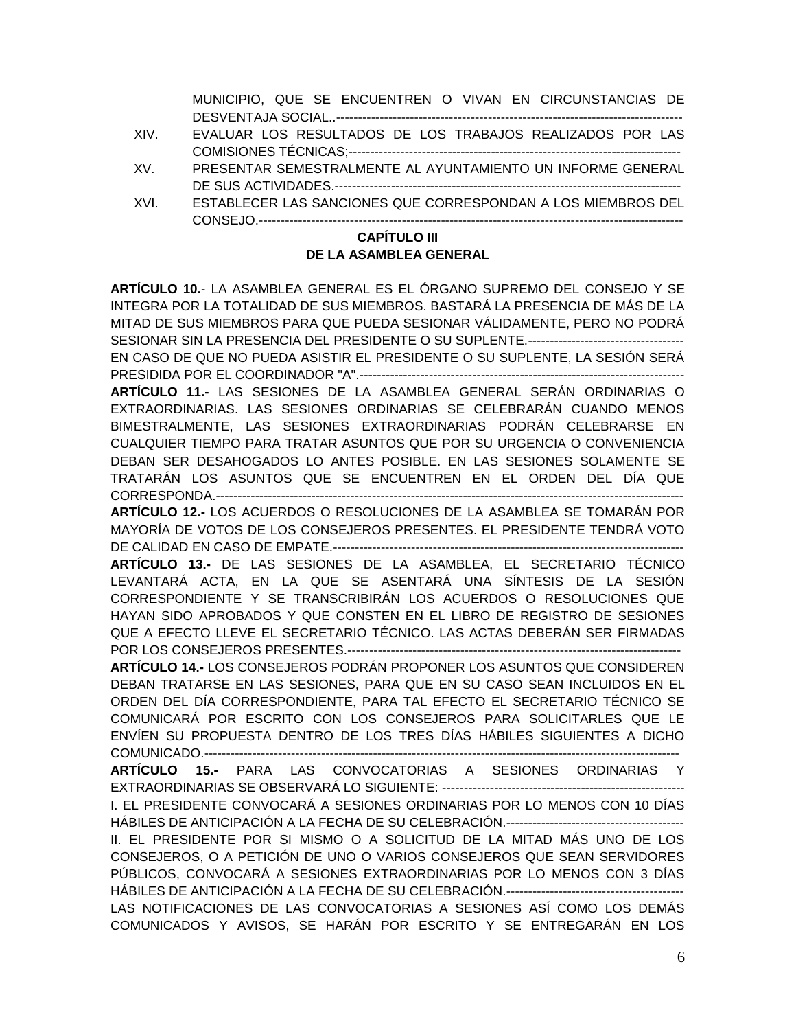MUNICIPIO, QUE SE ENCUENTREN O VIVAN EN CIRCUNSTANCIAS DE DESVENTAJA SOCIAL..-------------------------------------------------------------------------------

XIV. EVALUAR LOS RESULTADOS DE LOS TRABAJOS REALIZADOS POR LAS COMISIONES TÉCNICAS;---------------------------------------------------------------------------

XV. PRESENTAR SEMESTRALMENTE AL AYUNTAMIENTO UN INFORME GENERAL DE SUS ACTIVIDADES.-------------------------------------------------------------------------

XVI. ESTABLECER LAS SANCIONES QUE CORRESPONDAN A LOS MIEMBROS DEL CONSEJO.-----------------------------------------------------------------------------------------------

## CAPÍTULO III
## DE LA ASAMBLEA GENERAL

**ARTÍCULO 10.**- LA ASAMBLEA GENERAL ES EL ÓRGANO SUPREMO DEL CONSEJO Y SE INTEGRA POR LA TOTALIDAD DE SUS MIEMBROS. BASTARÁ LA PRESENCIA DE MÁS DE LA MITAD DE SUS MIEMBROS PARA QUE PUEDA SESIONAR VÁLIDAMENTE, PERO NO PODRÁ SESIONAR SIN LA PRESENCIA DEL PRESIDENTE O SU SUPLENTE.------------------------------------
EN CASO DE QUE NO PUEDA ASISTIR EL PRESIDENTE O SU SUPLENTE, LA SESIÓN SERÁ PRESIDIDA POR EL COORDINADOR "A".-------------------------------------------------------------------------

**ARTÍCULO 11.-** LAS SESIONES DE LA ASAMBLEA GENERAL SERÁN ORDINARIAS O EXTRAORDINARIAS. LAS SESIONES ORDINARIAS SE CELEBRARÁN CUANDO MENOS BIMESTRALMENTE, LAS SESIONES EXTRAORDINARIAS PODRÁN CELEBRARSE EN CUALQUIER TIEMPO PARA TRATAR ASUNTOS QUE POR SU URGENCIA O CONVENIENCIA DEBAN SER DESAHOGADOS LO ANTES POSIBLE. EN LAS SESIONES SOLAMENTE SE TRATARÁN LOS ASUNTOS QUE SE ENCUENTREN EN EL ORDEN DEL DÍA QUE CORRESPONDA.-------------------------------------------------------------------------------------------------------

**ARTÍCULO 12.-** LOS ACUERDOS O RESOLUCIONES DE LA ASAMBLEA SE TOMARÁN POR MAYORÍA DE VOTOS DE LOS CONSEJEROS PRESENTES. EL PRESIDENTE TENDRÁ VOTO DE CALIDAD EN CASO DE EMPATE.-------------------------------------------------------------------------------

**ARTÍCULO 13.-** DE LAS SESIONES DE LA ASAMBLEA, EL SECRETARIO TÉCNICO LEVANTARÁ ACTA, EN LA QUE SE ASENTARÁ UNA SÍNTESIS DE LA SESIÓN CORRESPONDIENTE Y SE TRANSCRIBIRÁN LOS ACUERDOS O RESOLUCIONES QUE HAYAN SIDO APROBADOS Y QUE CONSTEN EN EL LIBRO DE REGISTRO DE SESIONES QUE A EFECTO LLEVE EL SECRETARIO TÉCNICO. LAS ACTAS DEBERÁN SER FIRMADAS POR LOS CONSEJEROS PRESENTES.--------------------------------------------------------------------------

**ARTÍCULO 14.-** LOS CONSEJEROS PODRÁN PROPONER LOS ASUNTOS QUE CONSIDEREN DEBAN TRATARSE EN LAS SESIONES, PARA QUE EN SU CASO SEAN INCLUIDOS EN EL ORDEN DEL DÍA CORRESPONDIENTE, PARA TAL EFECTO EL SECRETARIO TÉCNICO SE COMUNICARÁ POR ESCRITO CON LOS CONSEJEROS PARA SOLICITARLES QUE LE ENVÍEN SU PROPUESTA DENTRO DE LOS TRES DÍAS HÁBILES SIGUIENTES A DICHO COMUNICADO.---------------------------------------------------------------------------------------------------------

**ARTÍCULO 15.-** PARA LAS CONVOCATORIAS A SESIONES ORDINARIAS Y EXTRAORDINARIAS SE OBSERVARÁ LO SIGUIENTE: -------------------------------------------------------

I. EL PRESIDENTE CONVOCARÁ A SESIONES ORDINARIAS POR LO MENOS CON 10 DÍAS HÁBILES DE ANTICIPACIÓN A LA FECHA DE SU CELEBRACIÓN.------------------------------------------

II. EL PRESIDENTE POR SI MISMO O A SOLICITUD DE LA MITAD MÁS UNO DE LOS CONSEJEROS, O A PETICIÓN DE UNO O VARIOS CONSEJEROS QUE SEAN SERVIDORES PÚBLICOS, CONVOCARÁ A SESIONES EXTRAORDINARIAS POR LO MENOS CON 3 DÍAS HÁBILES DE ANTICIPACIÓN A LA FECHA DE SU CELEBRACIÓN.-----------------------------------------

LAS NOTIFICACIONES DE LAS CONVOCATORIAS A SESIONES ASÍ COMO LOS DEMÁS COMUNICADOS Y AVISOS, SE HARÁN POR ESCRITO Y SE ENTREGARÁN EN LOS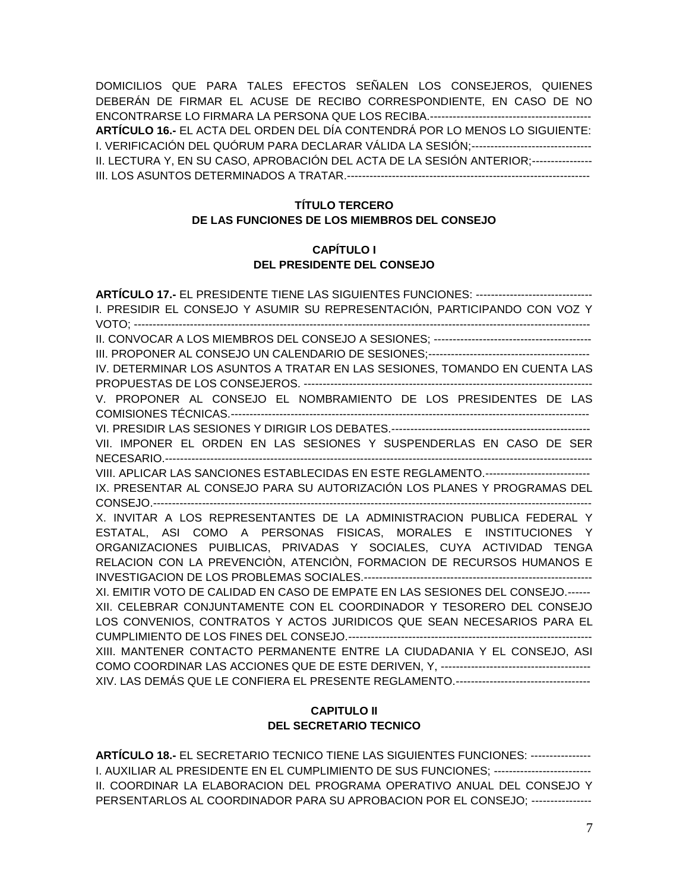DOMICILIOS QUE PARA TALES EFECTOS SEÑALEN LOS CONSEJEROS, QUIENES DEBERÁN DE FIRMAR EL ACUSE DE RECIBO CORRESPONDIENTE, EN CASO DE NO ENCONTRARSE LO FIRMARA LA PERSONA QUE LOS RECIBA.-------------------------------------------

**ARTÍCULO 16.-** EL ACTA DEL ORDEN DEL DÍA CONTENDRÁ POR LO MENOS LO SIGUIENTE:

I. VERIFICACIÓN DEL QUÓRUM PARA DECLARAR VÁLIDA LA SESIÓN;--------------------------------

II. LECTURA Y, EN SU CASO, APROBACIÓN DEL ACTA DE LA SESIÓN ANTERIOR;----------------

III. LOS ASUNTOS DETERMINADOS A TRATAR.-----------------------------------------------------------------

## TÍTULO TERCERO
## DE LAS FUNCIONES DE LOS MIEMBROS DEL CONSEJO

### CAPÍTULO I
### DEL PRESIDENTE DEL CONSEJO

**ARTÍCULO 17.-** EL PRESIDENTE TIENE LAS SIGUIENTES FUNCIONES: -------------------------------

I. PRESIDIR EL CONSEJO Y ASUMIR SU REPRESENTACIÓN, PARTICIPANDO CON VOZ Y VOTO; ------------------------------------------------------------------------------------------------------------------------

II. CONVOCAR A LOS MIEMBROS DEL CONSEJO A SESIONES; -------------------------------------------

III. PROPONER AL CONSEJO UN CALENDARIO DE SESIONES;-------------------------------------------

IV. DETERMINAR LOS ASUNTOS A TRATAR EN LAS SESIONES, TOMANDO EN CUENTA LAS PROPUESTAS DE LOS CONSEJEROS. -----------------------------------------------------------------------------

V. PROPONER AL CONSEJO EL NOMBRAMIENTO DE LOS PRESIDENTES DE LAS COMISIONES TÉCNICAS.-----------------------------------------------------------------------------------------------

VI. PRESIDIR LAS SESIONES Y DIRIGIR LOS DEBATES.-----------------------------------------------------

VII. IMPONER EL ORDEN EN LAS SESIONES Y SUSPENDERLAS EN CASO DE SER NECESARIO.------------------------------------------------------------------------------------------------------------------

VIII. APLICAR LAS SANCIONES ESTABLECIDAS EN ESTE REGLAMENTO.----------------------------

IX. PRESENTAR AL CONSEJO PARA SU AUTORIZACIÓN LOS PLANES Y PROGRAMAS DEL CONSEJO.-----------------------------------------------------------------------------------------------------------------------

X. INVITAR A LOS REPRESENTANTES DE LA ADMINISTRACION PUBLICA FEDERAL Y ESTATAL, ASI COMO A PERSONAS FISICAS, MORALES E INSTITUCIONES Y ORGANIZACIONES PUIBLICAS, PRIVADAS Y SOCIALES, CUYA ACTIVIDAD TENGA RELACION CON LA PREVENCIÒN, ATENCIÒN, FORMACION DE RECURSOS HUMANOS E INVESTIGACION DE LOS PROBLEMAS SOCIALES.-------------------------------------------------------------

XI. EMITIR VOTO DE CALIDAD EN CASO DE EMPATE EN LAS SESIONES DEL CONSEJO.------

XII. CELEBRAR CONJUNTAMENTE CON EL COORDINADOR Y TESORERO DEL CONSEJO LOS CONVENIOS, CONTRATOS Y ACTOS JURIDICOS QUE SEAN NECESARIOS PARA EL CUMPLIMIENTO DE LOS FINES DEL CONSEJO.-----------------------------------------------------------------

XIII. MANTENER CONTACTO PERMANENTE ENTRE LA CIUDADANIA Y EL CONSEJO, ASI COMO COORDINAR LAS ACCIONES QUE DE ESTE DERIVEN, Y, ----------------------------------------

XIV. LAS DEMÁS QUE LE CONFIERA EL PRESENTE REGLAMENTO.------------------------------------

### CAPITULO II
### DEL SECRETARIO TECNICO

**ARTÍCULO 18.-** EL SECRETARIO TECNICO TIENE LAS SIGUIENTES FUNCIONES: ----------------

I. AUXILIAR AL PRESIDENTE EN EL CUMPLIMIENTO DE SUS FUNCIONES; --------------------------

II. COORDINAR LA ELABORACION DEL PROGRAMA OPERATIVO ANUAL DEL CONSEJO Y PERSENTARLOS AL COORDINADOR PARA SU APROBACION POR EL CONSEJO; ----------------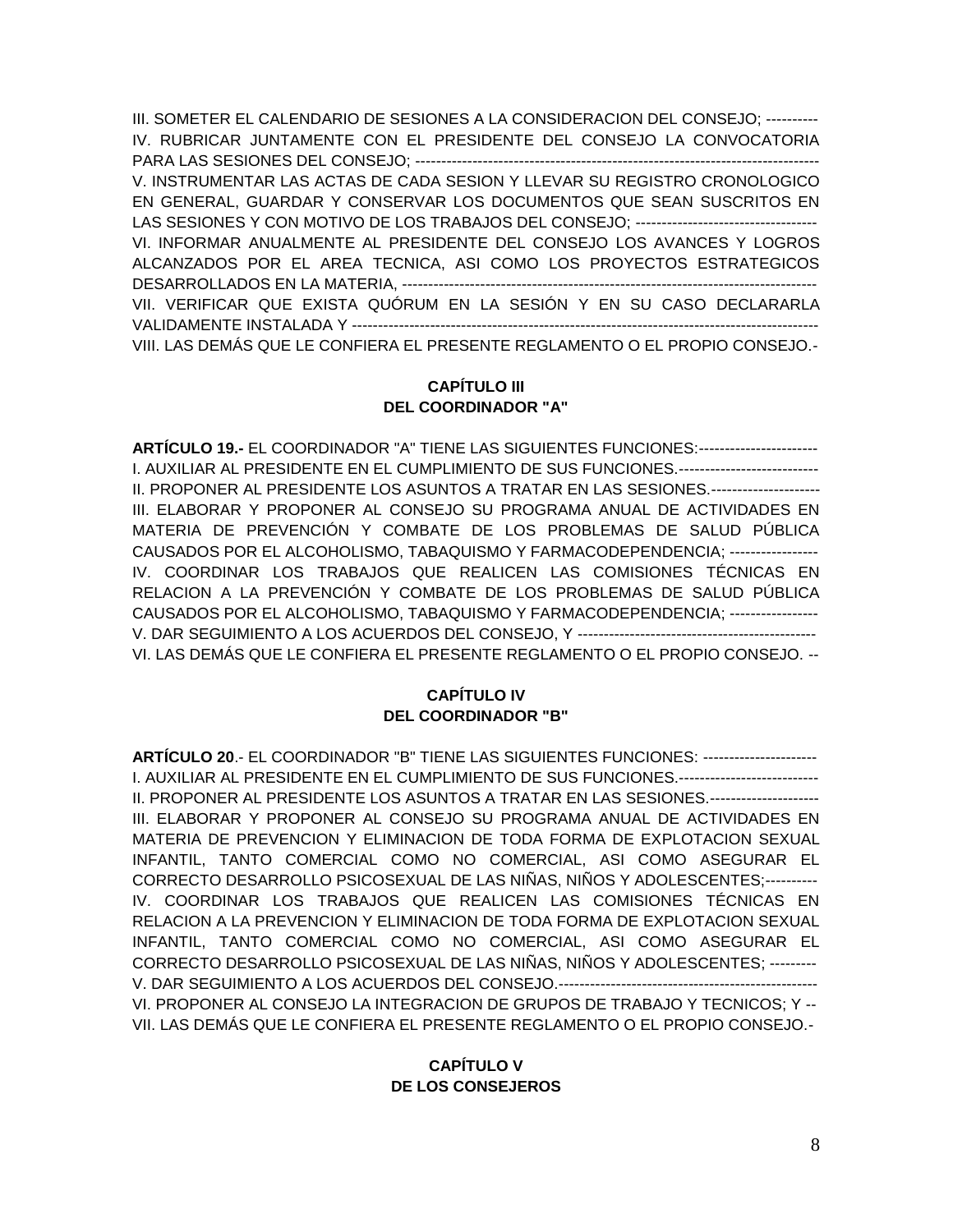III. SOMETER EL CALENDARIO DE SESIONES A LA CONSIDERACION DEL CONSEJO; ----------
IV. RUBRICAR JUNTAMENTE CON EL PRESIDENTE DEL CONSEJO LA CONVOCATORIA PARA LAS SESIONES DEL CONSEJO; ------------------------------------------------------------------------------
V. INSTRUMENTAR LAS ACTAS DE CADA SESION Y LLEVAR SU REGISTRO CRONOLOGICO EN GENERAL, GUARDAR Y CONSERVAR LOS DOCUMENTOS QUE SEAN SUSCRITOS EN LAS SESIONES Y CON MOTIVO DE LOS TRABAJOS DEL CONSEJO; ----------------------------------
VI. INFORMAR ANUALMENTE AL PRESIDENTE DEL CONSEJO LOS AVANCES Y LOGROS ALCANZADOS POR EL AREA TECNICA, ASI COMO LOS PROYECTOS ESTRATEGICOS DESARROLLADOS EN LA MATERIA, ---------------------------------------------------------------------------------
VII. VERIFICAR QUE EXISTA QUÓRUM EN LA SESIÓN Y EN SU CASO DECLARARLA VALIDAMENTE INSTALADA Y ------------------------------------------------------------------------------------------
VIII. LAS DEMÁS QUE LE CONFIERA EL PRESENTE REGLAMENTO O EL PROPIO CONSEJO.-

## CAPÍTULO III
## DEL COORDINADOR "A"

**ARTÍCULO 19.-** EL COORDINADOR "A" TIENE LAS SIGUIENTES FUNCIONES:-----------------------
I. AUXILIAR AL PRESIDENTE EN EL CUMPLIMIENTO DE SUS FUNCIONES.---------------------------
II. PROPONER AL PRESIDENTE LOS ASUNTOS A TRATAR EN LAS SESIONES.---------------------
III. ELABORAR Y PROPONER AL CONSEJO SU PROGRAMA ANUAL DE ACTIVIDADES EN MATERIA DE PREVENCIÓN Y COMBATE DE LOS PROBLEMAS DE SALUD PÚBLICA CAUSADOS POR EL ALCOHOLISMO, TABAQUISMO Y FARMACODEPENDENCIA; -----------------
IV. COORDINAR LOS TRABAJOS QUE REALICEN LAS COMISIONES TÉCNICAS EN RELACION A LA PREVENCIÓN Y COMBATE DE LOS PROBLEMAS DE SALUD PÚBLICA CAUSADOS POR EL ALCOHOLISMO, TABAQUISMO Y FARMACODEPENDENCIA; -----------------
V. DAR SEGUIMIENTO A LOS ACUERDOS DEL CONSEJO, Y ---------------------------------------------
VI. LAS DEMÁS QUE LE CONFIERA EL PRESENTE REGLAMENTO O EL PROPIO CONSEJO. --

## CAPÍTULO IV
## DEL COORDINADOR "B"

**ARTÍCULO 20**.- EL COORDINADOR "B" TIENE LAS SIGUIENTES FUNCIONES: ----------------------
I. AUXILIAR AL PRESIDENTE EN EL CUMPLIMIENTO DE SUS FUNCIONES.---------------------------
II. PROPONER AL PRESIDENTE LOS ASUNTOS A TRATAR EN LAS SESIONES.---------------------
III. ELABORAR Y PROPONER AL CONSEJO SU PROGRAMA ANUAL DE ACTIVIDADES EN MATERIA DE PREVENCION Y ELIMINACION DE TODA FORMA DE EXPLOTACION SEXUAL INFANTIL, TANTO COMERCIAL COMO NO COMERCIAL, ASI COMO ASEGURAR EL CORRECTO DESARROLLO PSICOSEXUAL DE LAS NIÑAS, NIÑOS Y ADOLESCENTES;----------
IV. COORDINAR LOS TRABAJOS QUE REALICEN LAS COMISIONES TÉCNICAS EN RELACION A LA PREVENCION Y ELIMINACION DE TODA FORMA DE EXPLOTACION SEXUAL INFANTIL, TANTO COMERCIAL COMO NO COMERCIAL, ASI COMO ASEGURAR EL CORRECTO DESARROLLO PSICOSEXUAL DE LAS NIÑAS, NIÑOS Y ADOLESCENTES; ---------
V. DAR SEGUIMIENTO A LOS ACUERDOS DEL CONSEJO.--------------------------------------------------
VI. PROPONER AL CONSEJO LA INTEGRACION DE GRUPOS DE TRABAJO Y TECNICOS; Y --
VII. LAS DEMÁS QUE LE CONFIERA EL PRESENTE REGLAMENTO O EL PROPIO CONSEJO.-

## CAPÍTULO V
## DE LOS CONSEJEROS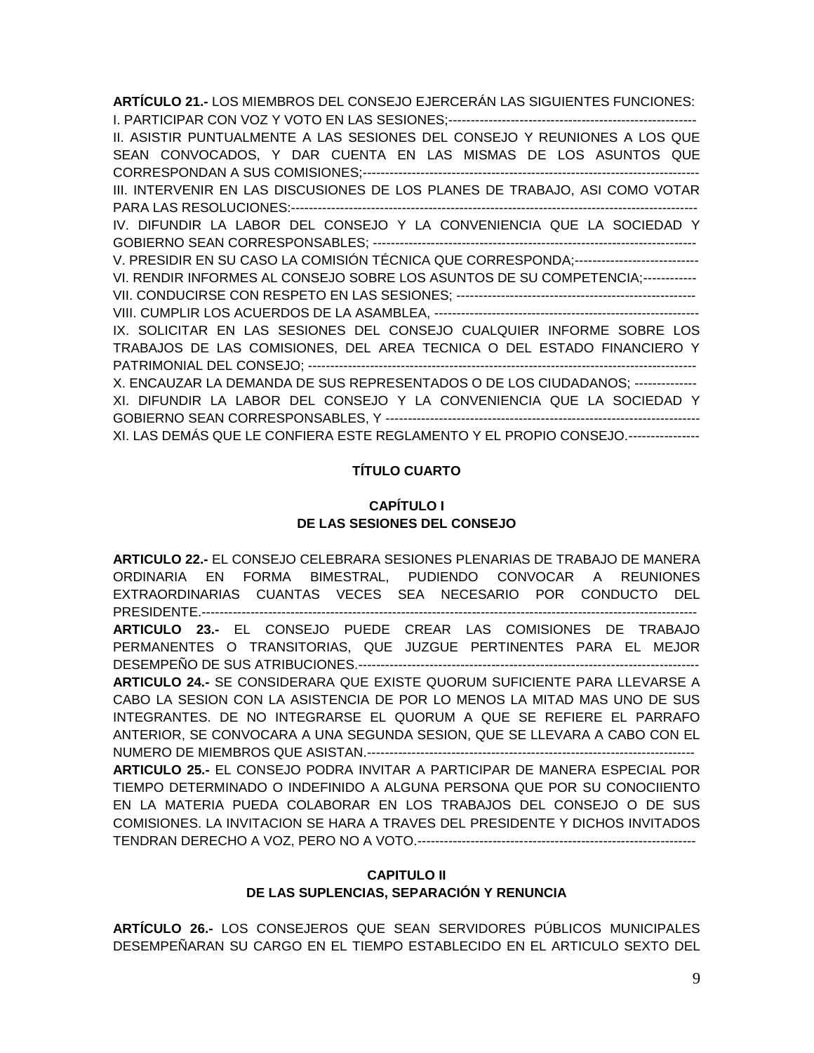**ARTÍCULO 21.-** LOS MIEMBROS DEL CONSEJO EJERCERÁN LAS SIGUIENTES FUNCIONES:
I. PARTICIPAR CON VOZ Y VOTO EN LAS SESIONES;-------------------------------------------------------
II. ASISTIR PUNTUALMENTE A LAS SESIONES DEL CONSEJO Y REUNIONES A LOS QUE SEAN CONVOCADOS, Y DAR CUENTA EN LAS MISMAS DE LOS ASUNTOS QUE CORRESPONDAN A SUS COMISIONES;---------------------------------------------------------------------------
III. INTERVENIR EN LAS DISCUSIONES DE LOS PLANES DE TRABAJO, ASI COMO VOTAR PARA LAS RESOLUCIONES:------------------------------------------------------------------------------------------
IV. DIFUNDIR LA LABOR DEL CONSEJO Y LA CONVENIENCIA QUE LA SOCIEDAD Y GOBIERNO SEAN CORRESPONSABLES; -----------------------------------------------------------------------------
V. PRESIDIR EN SU CASO LA COMISIÓN TÉCNICA QUE CORRESPONDA;----------------------------
VI. RENDIR INFORMES AL CONSEJO SOBRE LOS ASUNTOS DE SU COMPETENCIA;------------
VII. CONDUCIRSE CON RESPETO EN LAS SESIONES; -----------------------------------------------------
VIII. CUMPLIR LOS ACUERDOS DE LA ASAMBLEA, ------------------------------------------------------------
IX. SOLICITAR EN LAS SESIONES DEL CONSEJO CUALQUIER INFORME SOBRE LOS TRABAJOS DE LAS COMISIONES, DEL AREA TECNICA O DEL ESTADO FINANCIERO Y PATRIMONIAL DEL CONSEJO; ---------------------------------------------------------------------------------------
X. ENCAUZAR LA DEMANDA DE SUS REPRESENTADOS O DE LOS CIUDADANOS; --------------
XI. DIFUNDIR LA LABOR DEL CONSEJO Y LA CONVENIENCIA QUE LA SOCIEDAD Y GOBIERNO SEAN CORRESPONSABLES, Y ----------------------------------------------------------------------
XI. LAS DEMÁS QUE LE CONFIERA ESTE REGLAMENTO Y EL PROPIO CONSEJO.----------------

## TÍTULO CUARTO

### CAPÍTULO I
### DE LAS SESIONES DEL CONSEJO

**ARTICULO 22.-** EL CONSEJO CELEBRARA SESIONES PLENARIAS DE TRABAJO DE MANERA ORDINARIA EN FORMA BIMESTRAL, PUDIENDO CONVOCAR A REUNIONES EXTRAORDINARIAS CUANTAS VECES SEA NECESARIO POR CONDUCTO DEL PRESIDENTE.---------------------------------------------------------------------------------------------------------------
**ARTICULO 23.-** EL CONSEJO PUEDE CREAR LAS COMISIONES DE TRABAJO PERMANENTES O TRANSITORIAS, QUE JUZGUE PERTINENTES PARA EL MEJOR DESEMPEÑO DE SUS ATRIBUCIONES.---------------------------------------------------------------------------
**ARTICULO 24.-** SE CONSIDERARA QUE EXISTE QUORUM SUFICIENTE PARA LLEVARSE A CABO LA SESION CON LA ASISTENCIA DE POR LO MENOS LA MITAD MAS UNO DE SUS INTEGRANTES. DE NO INTEGRARSE EL QUORUM A QUE SE REFIERE EL PARRAFO ANTERIOR, SE CONVOCARA A UNA SEGUNDA SESION, QUE SE LLEVARA A CABO CON EL NUMERO DE MIEMBROS QUE ASISTAN.--------------------------------------------------------------------------
**ARTICULO 25.-** EL CONSEJO PODRA INVITAR A PARTICIPAR DE MANERA ESPECIAL POR TIEMPO DETERMINADO O INDEFINIDO A ALGUNA PERSONA QUE POR SU CONOCIIENTO EN LA MATERIA PUEDA COLABORAR EN LOS TRABAJOS DEL CONSEJO O DE SUS COMISIONES. LA INVITACION SE HARA A TRAVES DEL PRESIDENTE Y DICHOS INVITADOS TENDRAN DERECHO A VOZ, PERO NO A VOTO.---------------------------------------------------------------

### CAPITULO II
### DE LAS SUPLENCIAS, SEPARACIÓN Y RENUNCIA

**ARTÍCULO 26.-** LOS CONSEJEROS QUE SEAN SERVIDORES PÚBLICOS MUNICIPALES DESEMPEÑARAN SU CARGO EN EL TIEMPO ESTABLECIDO EN EL ARTICULO SEXTO DEL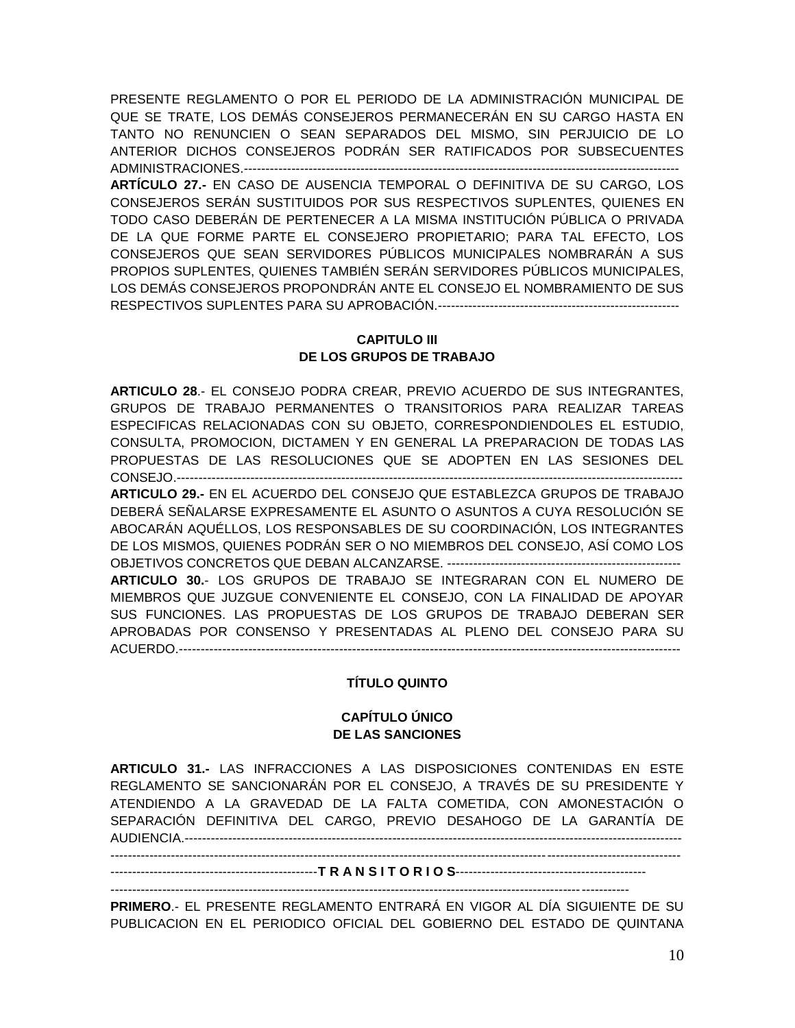PRESENTE REGLAMENTO O POR EL PERIODO DE LA ADMINISTRACIÓN MUNICIPAL DE QUE SE TRATE, LOS DEMÁS CONSEJEROS PERMANECERÁN EN SU CARGO HASTA EN TANTO NO RENUNCIEN O SEAN SEPARADOS DEL MISMO, SIN PERJUICIO DE LO ANTERIOR DICHOS CONSEJEROS PODRÁN SER RATIFICADOS POR SUBSECUENTES ADMINISTRACIONES.-----------------------------------------------------------------------------------------------------

**ARTÍCULO 27.-** EN CASO DE AUSENCIA TEMPORAL O DEFINITIVA DE SU CARGO, LOS CONSEJEROS SERÁN SUSTITUIDOS POR SUS RESPECTIVOS SUPLENTES, QUIENES EN TODO CASO DEBERÁN DE PERTENECER A LA MISMA INSTITUCIÓN PÚBLICA O PRIVADA DE LA QUE FORME PARTE EL CONSEJERO PROPIETARIO; PARA TAL EFECTO, LOS CONSEJEROS QUE SEAN SERVIDORES PÚBLICOS MUNICIPALES NOMBRARÁN A SUS PROPIOS SUPLENTES, QUIENES TAMBIÉN SERÁN SERVIDORES PÚBLICOS MUNICIPALES, LOS DEMÁS CONSEJEROS PROPONDRÁN ANTE EL CONSEJO EL NOMBRAMIENTO DE SUS RESPECTIVOS SUPLENTES PARA SU APROBACIÓN.--------------------------------------------------------

**CAPITULO III**
**DE LOS GRUPOS DE TRABAJO**

**ARTICULO 28**.- EL CONSEJO PODRA CREAR, PREVIO ACUERDO DE SUS INTEGRANTES, GRUPOS DE TRABAJO PERMANENTES O TRANSITORIOS PARA REALIZAR TAREAS ESPECIFICAS RELACIONADAS CON SU OBJETO, CORRESPONDIENDOLES EL ESTUDIO, CONSULTA, PROMOCION, DICTAMEN Y EN GENERAL LA PREPARACION DE TODAS LAS PROPUESTAS DE LAS RESOLUCIONES QUE SE ADOPTEN EN LAS SESIONES DEL CONSEJO.--------------------------------------------------------------------------------------------------------------------

**ARTICULO 29.-** EN EL ACUERDO DEL CONSEJO QUE ESTABLEZCA GRUPOS DE TRABAJO DEBERÁ SEÑALARSE EXPRESAMENTE EL ASUNTO O ASUNTOS A CUYA RESOLUCIÓN SE ABOCARÁN AQUÉLLOS, LOS RESPONSABLES DE SU COORDINACIÓN, LOS INTEGRANTES DE LOS MISMOS, QUIENES PODRÁN SER O NO MIEMBROS DEL CONSEJO, ASÍ COMO LOS OBJETIVOS CONCRETOS QUE DEBAN ALCANZARSE. -------------------------------------------------------

**ARTICULO 30.**- LOS GRUPOS DE TRABAJO SE INTEGRARAN CON EL NUMERO DE MIEMBROS QUE JUZGUE CONVENIENTE EL CONSEJO, CON LA FINALIDAD DE APOYAR SUS FUNCIONES. LAS PROPUESTAS DE LOS GRUPOS DE TRABAJO DEBERAN SER APROBADAS POR CONSENSO Y PRESENTADAS AL PLENO DEL CONSEJO PARA SU ACUERDO.-------------------------------------------------------------------------------------------------------------------

**TÍTULO QUINTO**

**CAPÍTULO ÚNICO**
**DE LAS SANCIONES**

**ARTICULO 31.-** LAS INFRACCIONES A LAS DISPOSICIONES CONTENIDAS EN ESTE REGLAMENTO SE SANCIONARÁN POR EL CONSEJO, A TRAVÉS DE SU PRESIDENTE Y ATENDIENDO A LA GRAVEDAD DE LA FALTA COMETIDA, CON AMONESTACIÓN O SEPARACIÓN DEFINITIVA DEL CARGO, PREVIO DESAHOGO DE LA GARANTÍA DE AUDIENCIA.-------------------------------------------------------------------------------------------------------------------
------------------------------------------------------------------------------------------------------------------------------------

------------------------------------------------**T R A N S I T O R I O S**--------------------------------------------

-------------------------------------------------------------------------------------------------------------------------

**PRIMERO**.- EL PRESENTE REGLAMENTO ENTRARÁ EN VIGOR AL DÍA SIGUIENTE DE SU PUBLICACION EN EL PERIODICO OFICIAL DEL GOBIERNO DEL ESTADO DE QUINTANA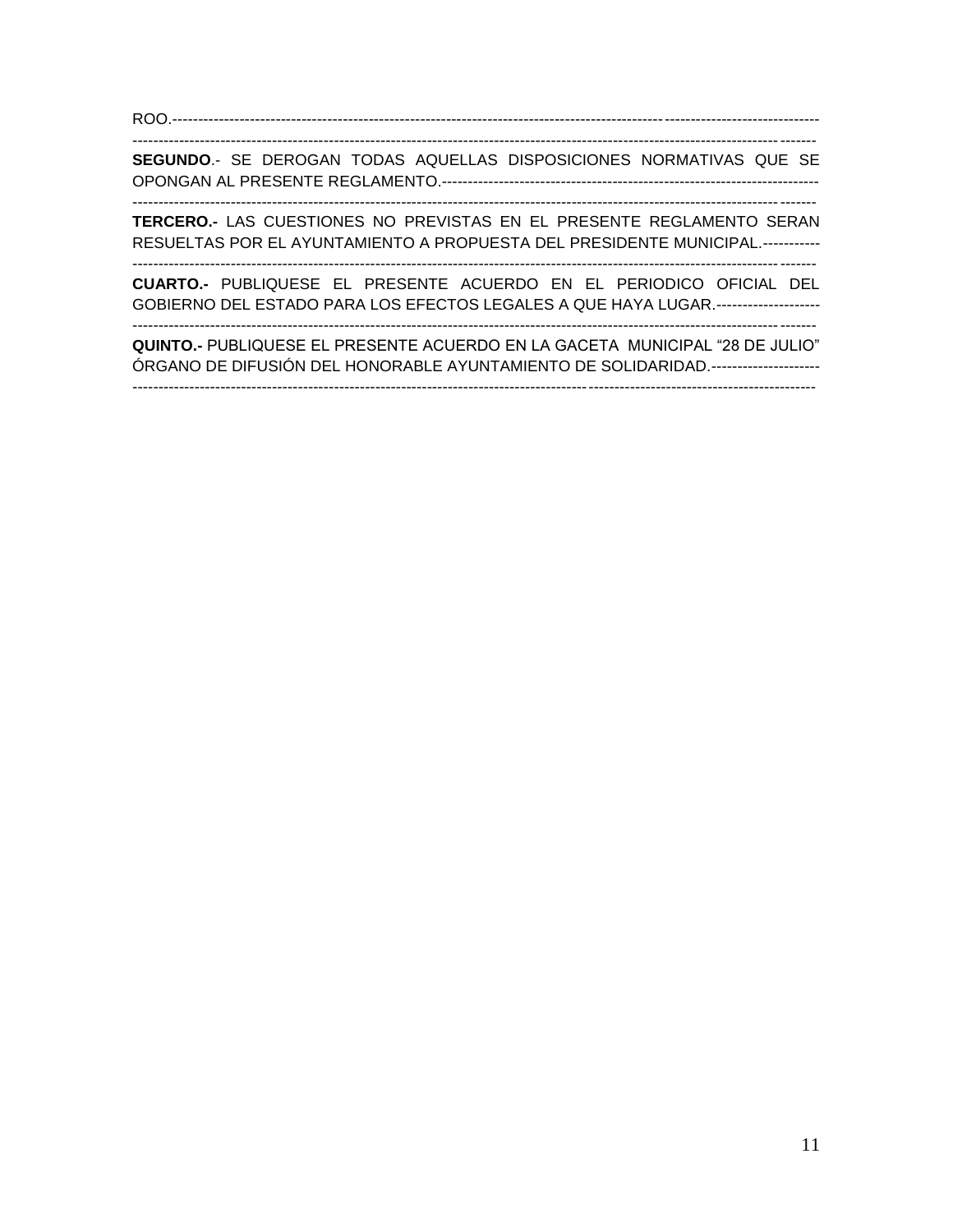ROO.-----------------------------------------------------------------------------------------------------------------------------
-----------------------------------------------------------------------------------------------------------------------------

**SEGUNDO**.- SE DEROGAN TODAS AQUELLAS DISPOSICIONES NORMATIVAS QUE SE OPONGAN AL PRESENTE REGLAMENTO.-----------------------------------------------------------------------
-----------------------------------------------------------------------------------------------------------------------------

**TERCERO.-** LAS CUESTIONES NO PREVISTAS EN EL PRESENTE REGLAMENTO SERAN RESUELTAS POR EL AYUNTAMIENTO A PROPUESTA DEL PRESIDENTE MUNICIPAL.-----------
-----------------------------------------------------------------------------------------------------------------------------

**CUARTO.-** PUBLIQUESE EL PRESENTE ACUERDO EN EL PERIODICO OFICIAL DEL GOBIERNO DEL ESTADO PARA LOS EFECTOS LEGALES A QUE HAYA LUGAR.--------------------
-----------------------------------------------------------------------------------------------------------------------------

**QUINTO.-** PUBLIQUESE EL PRESENTE ACUERDO EN LA GACETA MUNICIPAL "28 DE JULIO" ÓRGANO DE DIFUSIÓN DEL HONORABLE AYUNTAMIENTO DE SOLIDARIDAD.---------------------
-----------------------------------------------------------------------------------------------------------------------------